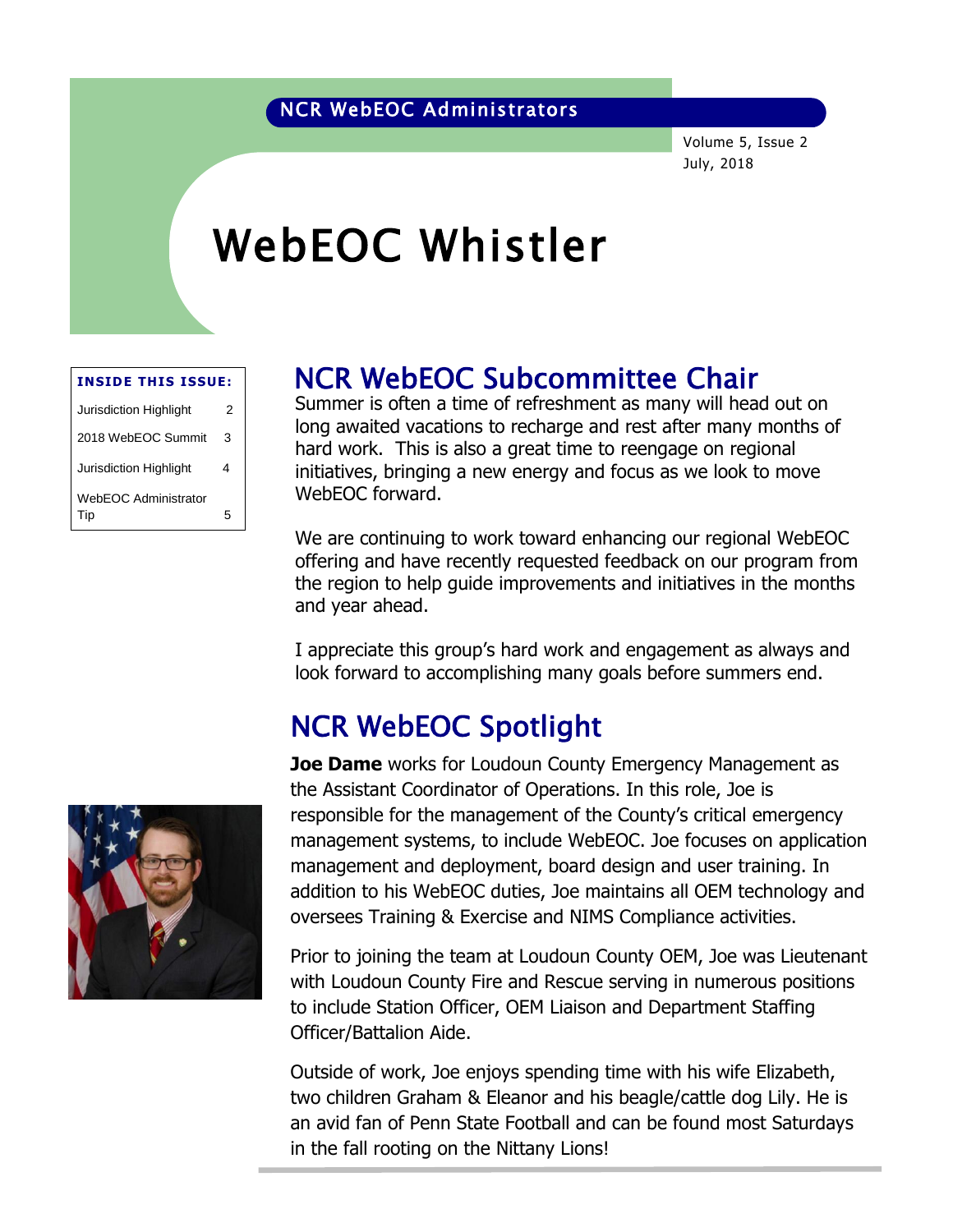NCR WebEOC Administrators

Volume 5, Issue 2
July, 2018

# WebEOC Whistler

| INSIDE THIS ISSUE: | |
|---|---|
| Jurisdiction Highlight | 2 |
| 2018 WebEOC Summit | 3 |
| Jurisdiction Highlight | 4 |
| WebEOC Administrator Tip | 5 |

## NCR WebEOC Subcommittee Chair

Summer is often a time of refreshment as many will head out on long awaited vacations to recharge and rest after many months of hard work. This is also a great time to reengage on regional initiatives, bringing a new energy and focus as we look to move WebEOC forward.

We are continuing to work toward enhancing our regional WebEOC offering and have recently requested feedback on our program from the region to help guide improvements and initiatives in the months and year ahead.

I appreciate this group's hard work and engagement as always and look forward to accomplishing many goals before summers end.

## NCR WebEOC Spotlight

**Joe Dame** works for Loudoun County Emergency Management as the Assistant Coordinator of Operations. In this role, Joe is responsible for the management of the County's critical emergency management systems, to include WebEOC. Joe focuses on application management and deployment, board design and user training. In addition to his WebEOC duties, Joe maintains all OEM technology and oversees Training & Exercise and NIMS Compliance activities.

Prior to joining the team at Loudoun County OEM, Joe was Lieutenant with Loudoun County Fire and Rescue serving in numerous positions to include Station Officer, OEM Liaison and Department Staffing Officer/Battalion Aide.

Outside of work, Joe enjoys spending time with his wife Elizabeth, two children Graham & Eleanor and his beagle/cattle dog Lily. He is an avid fan of Penn State Football and can be found most Saturdays in the fall rooting on the Nittany Lions!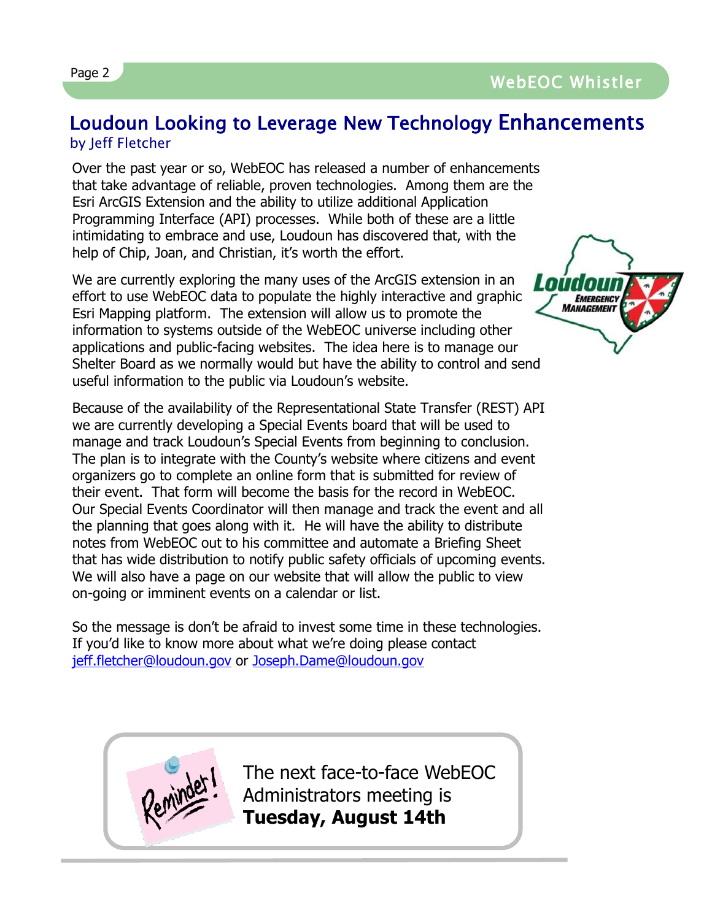## Loudoun Looking to Leverage New Technology Enhancements

by Jeff Fletcher

Over the past year or so, WebEOC has released a number of enhancements that take advantage of reliable, proven technologies. Among them are the Esri ArcGIS Extension and the ability to utilize additional Application Programming Interface (API) processes. While both of these are a little intimidating to embrace and use, Loudoun has discovered that, with the help of Chip, Joan, and Christian, it's worth the effort.

We are currently exploring the many uses of the ArcGIS extension in an effort to use WebEOC data to populate the highly interactive and graphic Esri Mapping platform. The extension will allow us to promote the information to systems outside of the WebEOC universe including other applications and public-facing websites. The idea here is to manage our Shelter Board as we normally would but have the ability to control and send useful information to the public via Loudoun's website.

Because of the availability of the Representational State Transfer (REST) API we are currently developing a Special Events board that will be used to manage and track Loudoun's Special Events from beginning to conclusion. The plan is to integrate with the County's website where citizens and event organizers go to complete an online form that is submitted for review of their event. That form will become the basis for the record in WebEOC. Our Special Events Coordinator will then manage and track the event and all the planning that goes along with it. He will have the ability to distribute notes from WebEOC out to his committee and automate a Briefing Sheet that has wide distribution to notify public safety officials of upcoming events. We will also have a page on our website that will allow the public to view on-going or imminent events on a calendar or list.

So the message is don't be afraid to invest some time in these technologies. If you'd like to know more about what we're doing please contact jeff.fletcher@loudoun.gov or Joseph.Dame@loudoun.gov

Reminder!

The next face-to-face WebEOC Administrators meeting is **Tuesday, August 14th**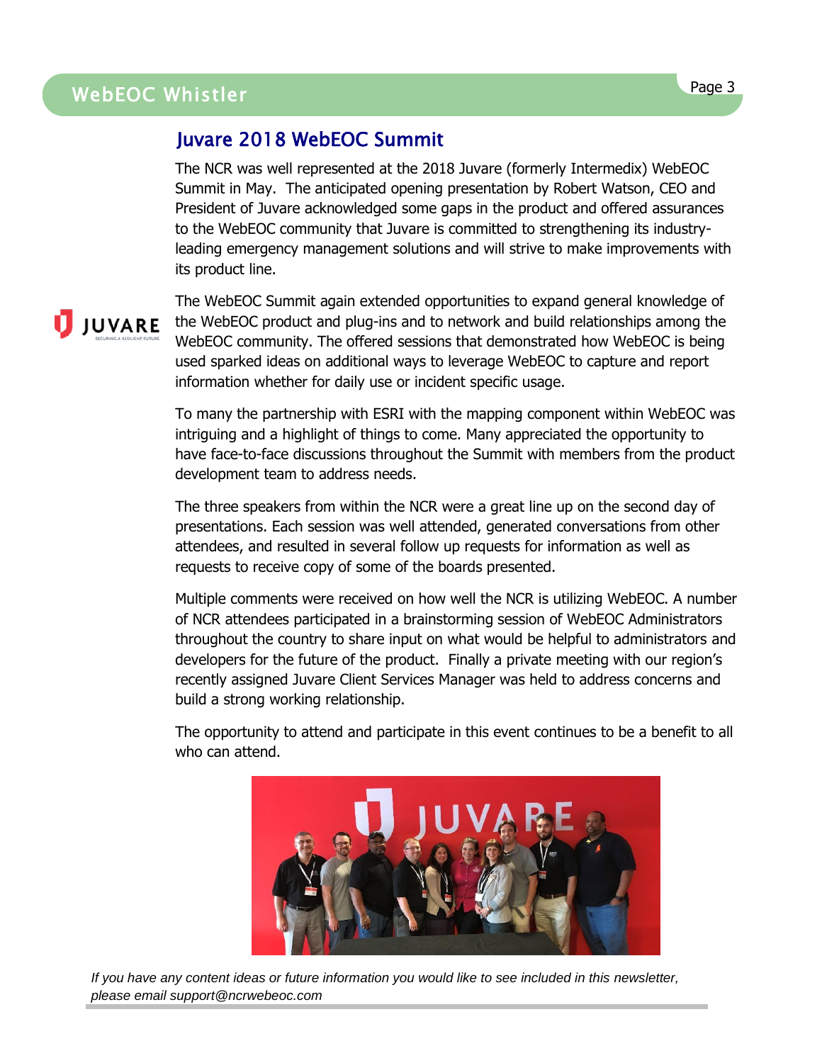## Juvare 2018 WebEOC Summit

The NCR was well represented at the 2018 Juvare (formerly Intermedix) WebEOC Summit in May. The anticipated opening presentation by Robert Watson, CEO and President of Juvare acknowledged some gaps in the product and offered assurances to the WebEOC community that Juvare is committed to strengthening its industry-leading emergency management solutions and will strive to make improvements with its product line.

The WebEOC Summit again extended opportunities to expand general knowledge of the WebEOC product and plug-ins and to network and build relationships among the WebEOC community. The offered sessions that demonstrated how WebEOC is being used sparked ideas on additional ways to leverage WebEOC to capture and report information whether for daily use or incident specific usage.

To many the partnership with ESRI with the mapping component within WebEOC was intriguing and a highlight of things to come. Many appreciated the opportunity to have face-to-face discussions throughout the Summit with members from the product development team to address needs.

The three speakers from within the NCR were a great line up on the second day of presentations. Each session was well attended, generated conversations from other attendees, and resulted in several follow up requests for information as well as requests to receive copy of some of the boards presented.

Multiple comments were received on how well the NCR is utilizing WebEOC. A number of NCR attendees participated in a brainstorming session of WebEOC Administrators throughout the country to share input on what would be helpful to administrators and developers for the future of the product. Finally a private meeting with our region's recently assigned Juvare Client Services Manager was held to address concerns and build a strong working relationship.

The opportunity to attend and participate in this event continues to be a benefit to all who can attend.

*If you have any content ideas or future information you would like to see included in this newsletter, please email support@ncrwebeoc.com*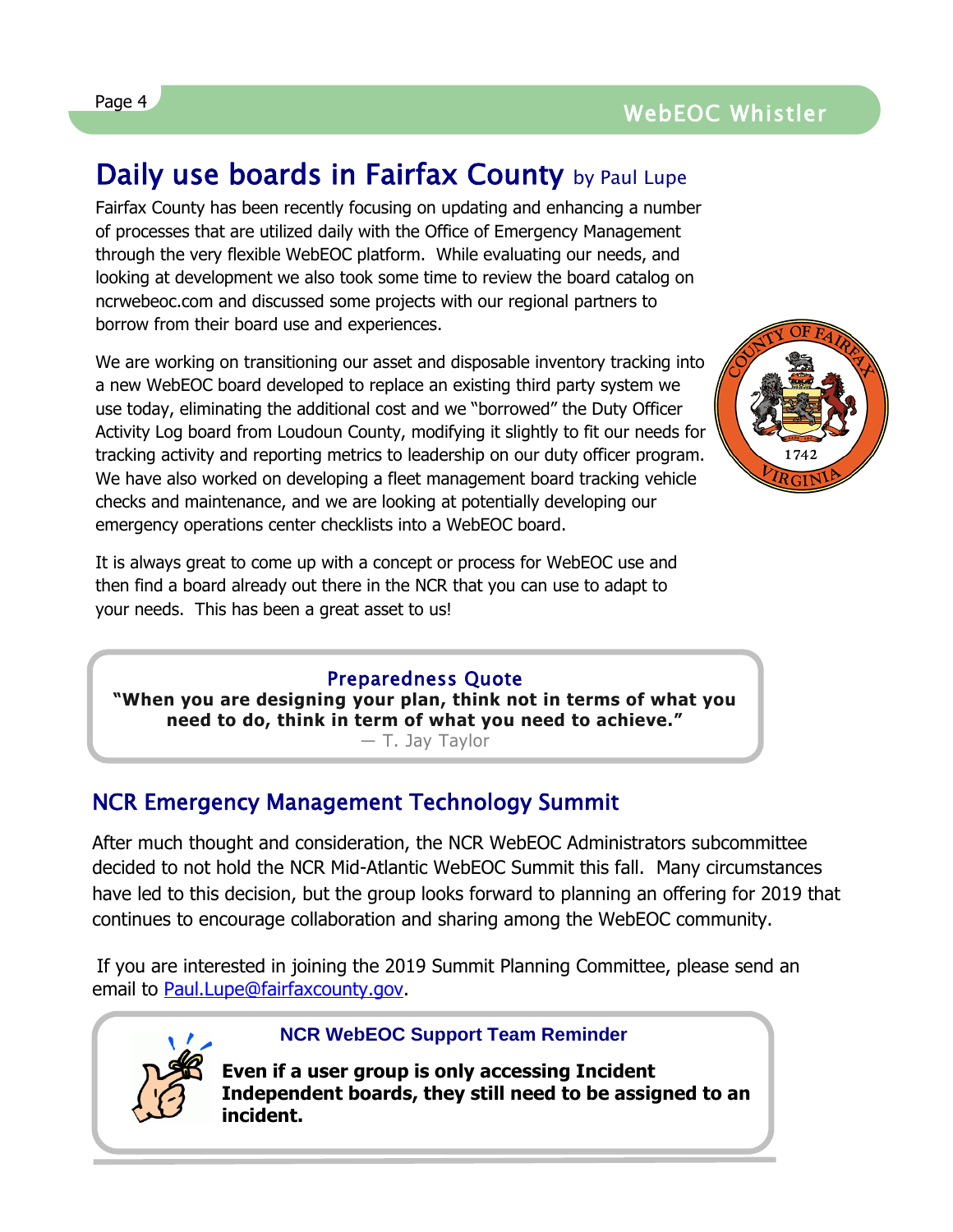## Daily use boards in Fairfax County by Paul Lupe

Fairfax County has been recently focusing on updating and enhancing a number of processes that are utilized daily with the Office of Emergency Management through the very flexible WebEOC platform. While evaluating our needs, and looking at development we also took some time to review the board catalog on ncrwebeoc.com and discussed some projects with our regional partners to borrow from their board use and experiences.

We are working on transitioning our asset and disposable inventory tracking into a new WebEOC board developed to replace an existing third party system we use today, eliminating the additional cost and we "borrowed" the Duty Officer Activity Log board from Loudoun County, modifying it slightly to fit our needs for tracking activity and reporting metrics to leadership on our duty officer program. We have also worked on developing a fleet management board tracking vehicle checks and maintenance, and we are looking at potentially developing our emergency operations center checklists into a WebEOC board.

It is always great to come up with a concept or process for WebEOC use and then find a board already out there in the NCR that you can use to adapt to your needs. This has been a great asset to us!

> **Preparedness Quote**
>
> **"When you are designing your plan, think not in terms of what you need to do, think in term of what you need to achieve."**
>
> — T. Jay Taylor

## NCR Emergency Management Technology Summit

After much thought and consideration, the NCR WebEOC Administrators subcommittee decided to not hold the NCR Mid-Atlantic WebEOC Summit this fall. Many circumstances have led to this decision, but the group looks forward to planning an offering for 2019 that continues to encourage collaboration and sharing among the WebEOC community.

If you are interested in joining the 2019 Summit Planning Committee, please send an email to Paul.Lupe@fairfaxcounty.gov.

> **NCR WebEOC Support Team Reminder**
>
> **Even if a user group is only accessing Incident Independent boards, they still need to be assigned to an incident.**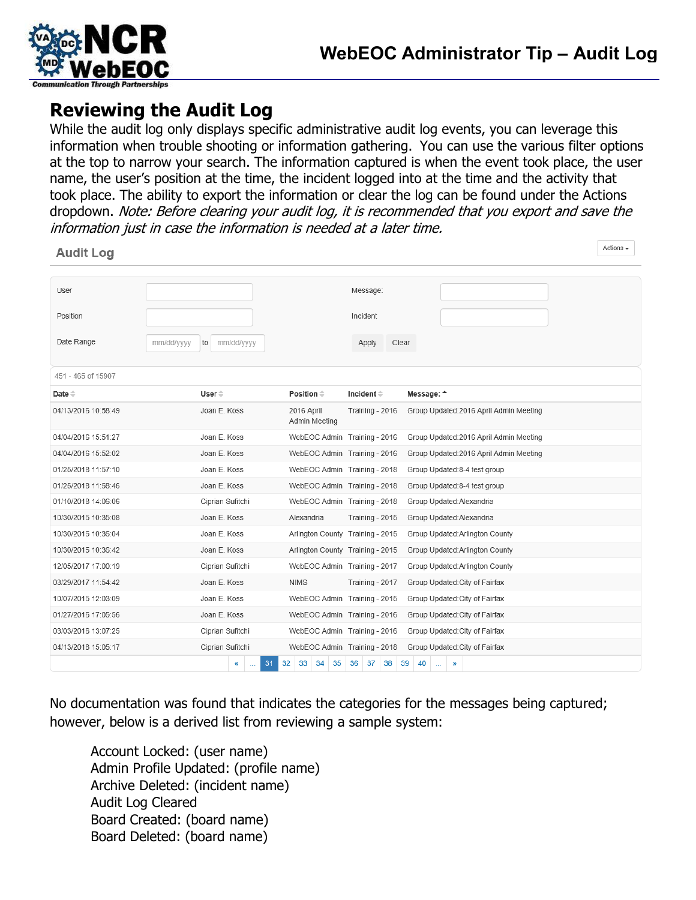## Reviewing the Audit Log

While the audit log only displays specific administrative audit log events, you can leverage this information when trouble shooting or information gathering. You can use the various filter options at the top to narrow your search. The information captured is when the event took place, the user name, the user's position at the time, the incident logged into at the time and the activity that took place. The ability to export the information or clear the log can be found under the Actions dropdown. *Note: Before clearing your audit log, it is recommended that you export and save the information just in case the information is needed at a later time.*

**Audit Log** (Actions dropdown)

| | | | |
|---|---|---|---|
| User | | Message: | |
| Position | | Incident | |
| Date Range | mm/dd/yyyy to mm/dd/yyyy | Apply | Clear |

451 - 465 of 15907

| Date | User | Position | Incident | Message: |
|---|---|---|---|---|
| 04/13/2016 10:58:49 | Joan E. Koss | 2016 April Admin Meeting | Training - 2016 | Group Updated:2016 April Admin Meeting |
| 04/04/2016 15:51:27 | Joan E. Koss | WebEOC Admin | Training - 2016 | Group Updated:2016 April Admin Meeting |
| 04/04/2016 15:52:02 | Joan E. Koss | WebEOC Admin | Training - 2016 | Group Updated:2016 April Admin Meeting |
| 01/25/2018 11:57:10 | Joan E. Koss | WebEOC Admin | Training - 2018 | Group Updated:8-4 test group |
| 01/25/2018 11:58:46 | Joan E. Koss | WebEOC Admin | Training - 2018 | Group Updated:8-4 test group |
| 01/10/2018 14:06:06 | Ciprian Sufitchi | WebEOC Admin | Training - 2018 | Group Updated:Alexandria |
| 10/30/2015 10:35:08 | Joan E. Koss | Alexandria | Training - 2015 | Group Updated:Alexandria |
| 10/30/2015 10:36:04 | Joan E. Koss | Arlington County | Training - 2015 | Group Updated:Arlington County |
| 10/30/2015 10:36:42 | Joan E. Koss | Arlington County | Training - 2015 | Group Updated:Arlington County |
| 12/05/2017 17:00:19 | Ciprian Sufitchi | WebEOC Admin | Training - 2017 | Group Updated:Arlington County |
| 03/29/2017 11:54:42 | Joan E. Koss | NIMS | Training - 2017 | Group Updated:City of Fairfax |
| 10/07/2015 12:03:09 | Joan E. Koss | WebEOC Admin | Training - 2015 | Group Updated:City of Fairfax |
| 01/27/2016 17:05:56 | Joan E. Koss | WebEOC Admin | Training - 2016 | Group Updated:City of Fairfax |
| 03/03/2016 13:07:25 | Ciprian Sufitchi | WebEOC Admin | Training - 2016 | Group Updated:City of Fairfax |
| 04/13/2018 15:05:17 | Ciprian Sufitchi | WebEOC Admin | Training - 2018 | Group Updated:City of Fairfax |

« ... 31 32 33 34 35 36 37 38 39 40 ... »

No documentation was found that indicates the categories for the messages being captured; however, below is a derived list from reviewing a sample system:

- Account Locked: (user name)
- Admin Profile Updated: (profile name)
- Archive Deleted: (incident name)
- Audit Log Cleared
- Board Created: (board name)
- Board Deleted: (board name)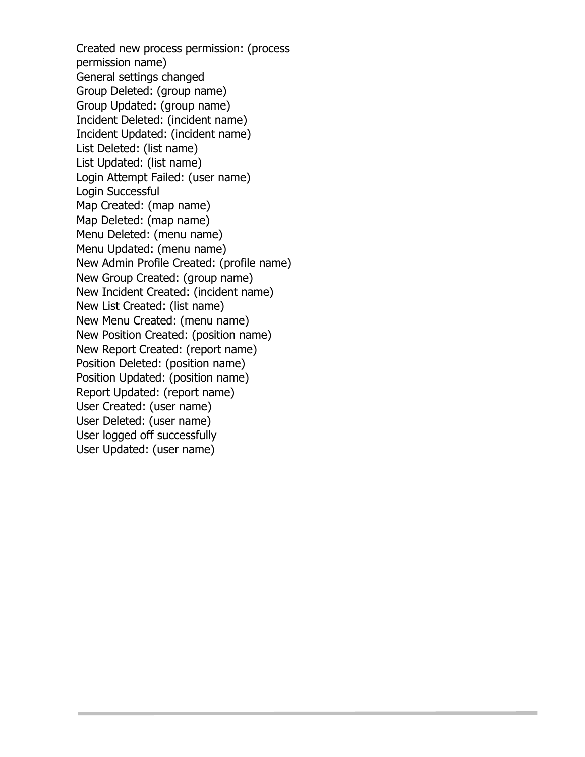Created new process permission: (process permission name)
General settings changed
Group Deleted: (group name)
Group Updated: (group name)
Incident Deleted: (incident name)
Incident Updated: (incident name)
List Deleted: (list name)
List Updated: (list name)
Login Attempt Failed: (user name)
Login Successful
Map Created: (map name)
Map Deleted: (map name)
Menu Deleted: (menu name)
Menu Updated: (menu name)
New Admin Profile Created: (profile name)
New Group Created: (group name)
New Incident Created: (incident name)
New List Created: (list name)
New Menu Created: (menu name)
New Position Created: (position name)
New Report Created: (report name)
Position Deleted: (position name)
Position Updated: (position name)
Report Updated: (report name)
User Created: (user name)
User Deleted: (user name)
User logged off successfully
User Updated: (user name)